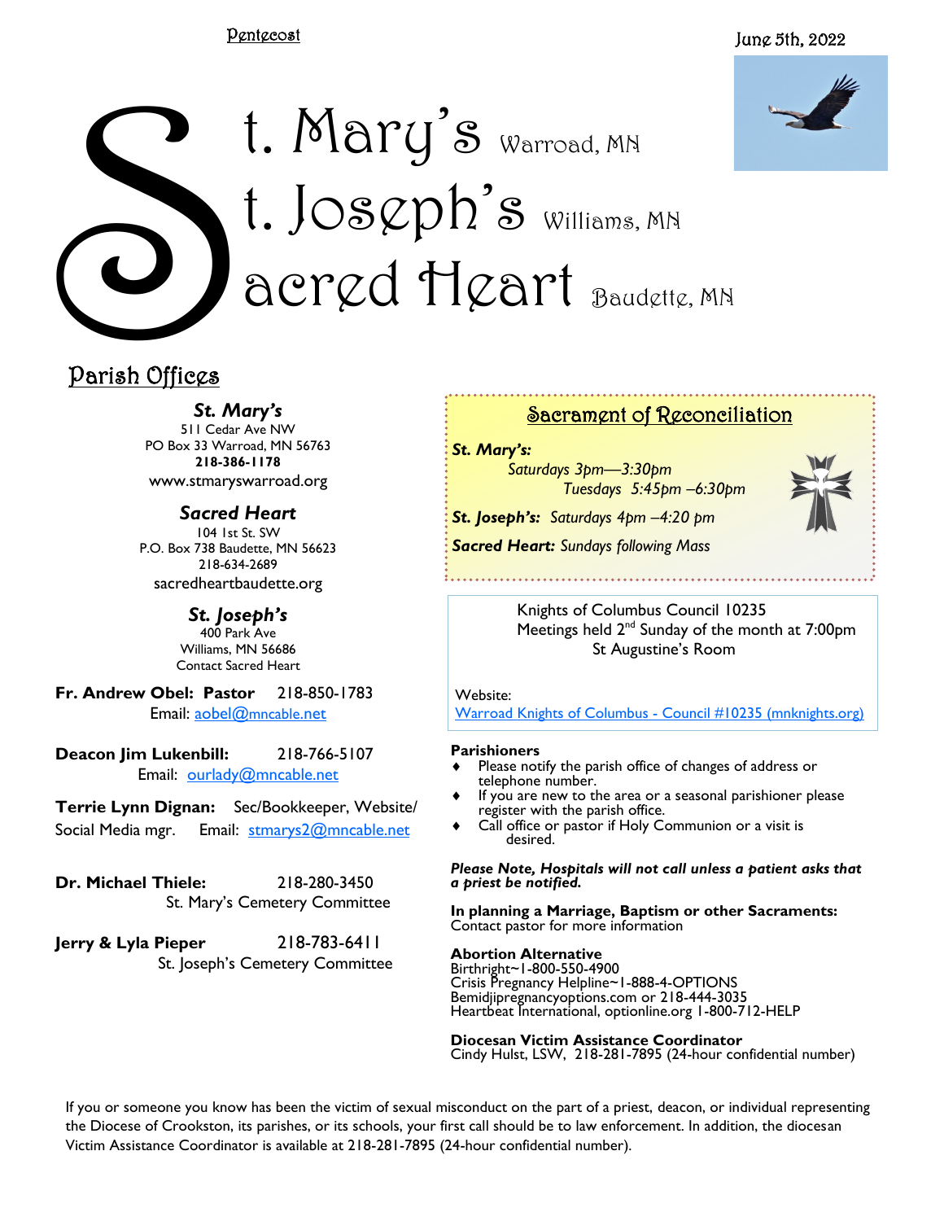Pentecost

June 5th, 2022

# St. Mary's Warroad, MN
# St. Joseph's Williams, MN
# Sacred Heart Baudette, MN

## Parish Offices

***St. Mary's***
511 Cedar Ave NW
PO Box 33 Warroad, MN 56763
**218-386-1178**
www.stmaryswarroad.org

***Sacred Heart***
104 1st St. SW
P.O. Box 738 Baudette, MN 56623
218-634-2689
sacredheartbaudette.org

***St. Joseph's***
400 Park Ave
Williams, MN 56686
Contact Sacred Heart

**Fr. Andrew Obel: Pastor** 218-850-1783
Email: aobel@mncable.net

**Deacon Jim Lukenbill:** 218-766-5107
Email: ourlady@mncable.net

**Terrie Lynn Dignan:** Sec/Bookkeeper, Website/ Social Media mgr. Email: stmarys2@mncable.net

**Dr. Michael Thiele:** 218-280-3450
St. Mary's Cemetery Committee

**Jerry & Lyla Pieper** 218-783-6411
St. Joseph's Cemetery Committee

## Sacrament of Reconciliation

***St. Mary's:***
*Saturdays 3pm—3:30pm*
*Tuesdays 5:45pm –6:30pm*

***St. Joseph's:*** *Saturdays 4pm –4:20 pm*

***Sacred Heart:*** *Sundays following Mass*

Knights of Columbus Council 10235
Meetings held 2nd Sunday of the month at 7:00pm
St Augustine's Room

Website:
Warroad Knights of Columbus - Council #10235 (mnknights.org)

**Parishioners**
- Please notify the parish office of changes of address or telephone number.
- If you are new to the area or a seasonal parishioner please register with the parish office.
- Call office or pastor if Holy Communion or a visit is desired.

***Please Note, Hospitals will not call unless a patient asks that a priest be notified.***

**In planning a Marriage, Baptism or other Sacraments:**
Contact pastor for more information

**Abortion Alternative**
Birthright~1-800-550-4900
Crisis Pregnancy Helpline~1-888-4-OPTIONS
Bemidjipregnancyoptions.com or 218-444-3035
Heartbeat International, optionline.org 1-800-712-HELP

**Diocesan Victim Assistance Coordinator**
Cindy Hulst, LSW, 218-281-7895 (24-hour confidential number)

If you or someone you know has been the victim of sexual misconduct on the part of a priest, deacon, or individual representing the Diocese of Crookston, its parishes, or its schools, your first call should be to law enforcement. In addition, the diocesan Victim Assistance Coordinator is available at 218-281-7895 (24-hour confidential number).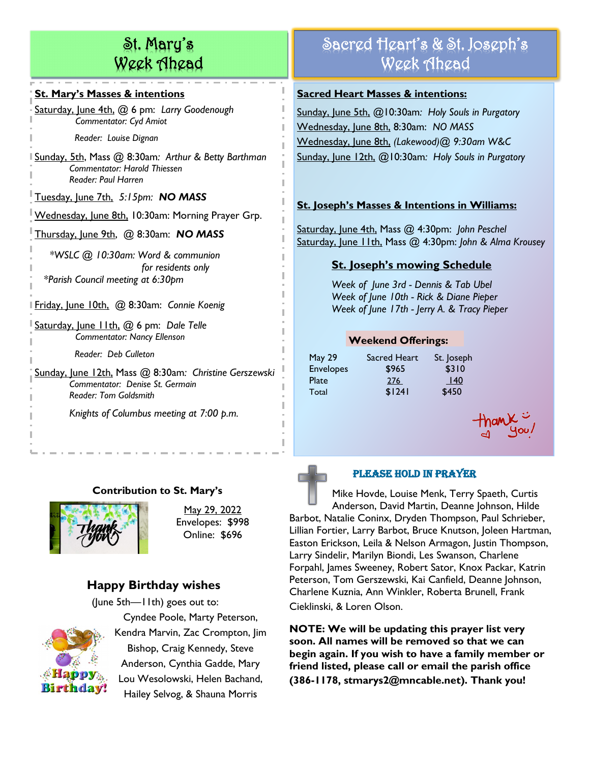# St. Mary's Week Ahead

**St. Mary's Masses & intentions**

Saturday, June 4th, @ 6 pm: *Larry Goodenough*
*Commentator: Cyd Amiot*
*Reader: Louise Dignan*

Sunday, 5th, Mass @ 8:30am: *Arthur & Betty Barthman*
*Commentator: Harold Thiessen*
*Reader: Paul Harren*

Tuesday, June 7th, *5:15pm:* ***NO MASS***

Wednesday, June 8th, 10:30am: Morning Prayer Grp.

Thursday, June 9th, @ 8:30am: ***NO MASS***

*\*WSLC @ 10:30am: Word & communion for residents only*
*\*Parish Council meeting at 6:30pm*

Friday, June 10th, @ 8:30am: *Connie Koenig*

Saturday, June 11th, @ 6 pm: *Dale Telle*
*Commentator: Nancy Ellenson*
*Reader: Deb Culleton*

Sunday, June 12th, Mass @ 8:30am: *Christine Gerszewski*
*Commentator: Denise St. Germain*
*Reader: Tom Goldsmith*

*Knights of Columbus meeting at 7:00 p.m.*

# Sacred Heart's & St. Joseph's Week Ahead

**Sacred Heart Masses & intentions:**

Sunday, June 5th, @10:30am: *Holy Souls in Purgatory*
Wednesday, June 8th, 8:30am: *NO MASS*
Wednesday, June 8th, *(Lakewood)@ 9:30am W&C*
Sunday, June 12th, @10:30am: *Holy Souls in Purgatory*

**St. Joseph's Masses & Intentions in Williams:**

Saturday, June 4th, Mass @ 4:30pm: *John Peschel*
Saturday, June 11th, Mass @ 4:30pm: *John & Alma Krousey*

**St. Joseph's mowing Schedule**

*Week of June 3rd - Dennis & Tab Ubel*
*Week of June 10th - Rick & Diane Pieper*
*Week of June 17th - Jerry A. & Tracy Pieper*

**Weekend Offerings:**

| May 29 | Sacred Heart | St. Joseph |
|---|---|---|
| Envelopes | $965 | $310 |
| Plate | 276 | 140 |
| Total | $1241 | $450 |

thank you!

**Contribution to St. Mary's**

May 29, 2022
Envelopes: $998
Online: $696

## Happy Birthday wishes

(June 5th—11th) goes out to:

Cyndee Poole, Marty Peterson, Kendra Marvin, Zac Crompton, Jim Bishop, Craig Kennedy, Steve Anderson, Cynthia Gadde, Mary Lou Wesolowski, Helen Bachand, Hailey Selvog, & Shauna Morris

## PLEASE HOLD IN PRAYER

Mike Hovde, Louise Menk, Terry Spaeth, Curtis Anderson, David Martin, Deanne Johnson, Hilde Barbot, Natalie Coninx, Dryden Thompson, Paul Schrieber, Lillian Fortier, Larry Barbot, Bruce Knutson, Joleen Hartman, Easton Erickson, Leila & Nelson Armagon, Justin Thompson, Larry Sindelir, Marilyn Biondi, Les Swanson, Charlene Forpahl, James Sweeney, Robert Sator, Knox Packar, Katrin Peterson, Tom Gerszewski, Kai Canfield, Deanne Johnson, Charlene Kuznia, Ann Winkler, Roberta Brunell, Frank Cieklinski, & Loren Olson.

**NOTE: We will be updating this prayer list very soon. All names will be removed so that we can begin again. If you wish to have a family member or friend listed, please call or email the parish office (386-1178, stmarys2@mncable.net). Thank you!**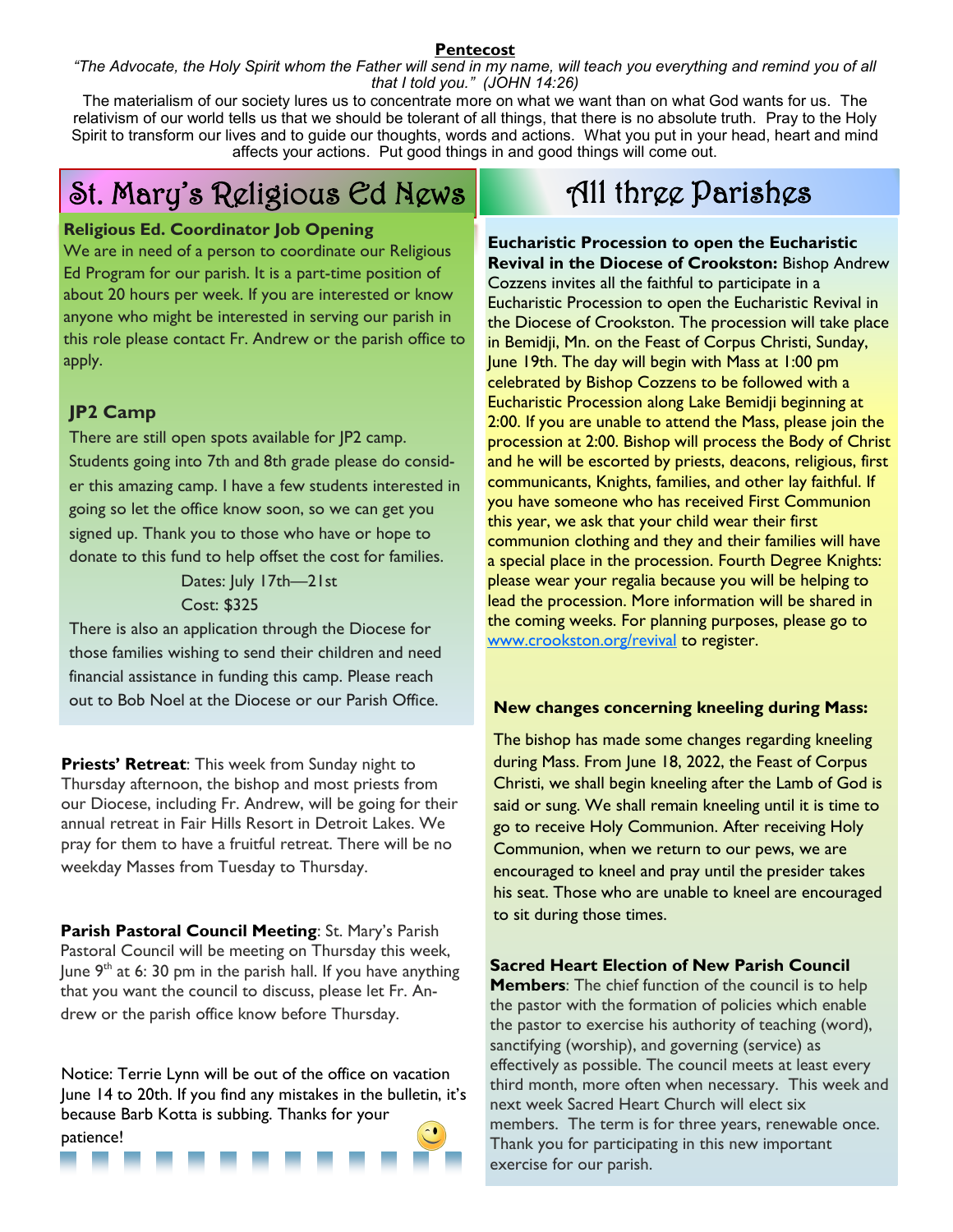## Pentecost

*"The Advocate, the Holy Spirit whom the Father will send in my name, will teach you everything and remind you of all that I told you." (JOHN 14:26)*

The materialism of our society lures us to concentrate more on what we want than on what God wants for us. The relativism of our world tells us that we should be tolerant of all things, that there is no absolute truth. Pray to the Holy Spirit to transform our lives and to guide our thoughts, words and actions. What you put in your head, heart and mind affects your actions. Put good things in and good things will come out.

# St. Mary's Religious Ed News

**Religious Ed. Coordinator Job Opening**

We are in need of a person to coordinate our Religious Ed Program for our parish. It is a part-time position of about 20 hours per week. If you are interested or know anyone who might be interested in serving our parish in this role please contact Fr. Andrew or the parish office to apply.

### JP2 Camp

There are still open spots available for JP2 camp. Students going into 7th and 8th grade please do consider this amazing camp. I have a few students interested in going so let the office know soon, so we can get you signed up. Thank you to those who have or hope to donate to this fund to help offset the cost for families.

Dates: July 17th—21st
Cost: $325

There is also an application through the Diocese for those families wishing to send their children and need financial assistance in funding this camp. Please reach out to Bob Noel at the Diocese or our Parish Office.

**Priests' Retreat**: This week from Sunday night to Thursday afternoon, the bishop and most priests from our Diocese, including Fr. Andrew, will be going for their annual retreat in Fair Hills Resort in Detroit Lakes. We pray for them to have a fruitful retreat. There will be no weekday Masses from Tuesday to Thursday.

**Parish Pastoral Council Meeting**: St. Mary's Parish Pastoral Council will be meeting on Thursday this week, June 9th at 6: 30 pm in the parish hall. If you have anything that you want the council to discuss, please let Fr. Andrew or the parish office know before Thursday.

Notice: Terrie Lynn will be out of the office on vacation June 14 to 20th. If you find any mistakes in the bulletin, it's because Barb Kotta is subbing. Thanks for your patience!

# All three Parishes

**Eucharistic Procession to open the Eucharistic Revival in the Diocese of Crookston:** Bishop Andrew Cozzens invites all the faithful to participate in a Eucharistic Procession to open the Eucharistic Revival in the Diocese of Crookston. The procession will take place in Bemidji, Mn. on the Feast of Corpus Christi, Sunday, June 19th. The day will begin with Mass at 1:00 pm celebrated by Bishop Cozzens to be followed with a Eucharistic Procession along Lake Bemidji beginning at 2:00. If you are unable to attend the Mass, please join the procession at 2:00. Bishop will process the Body of Christ and he will be escorted by priests, deacons, religious, first communicants, Knights, families, and other lay faithful. If you have someone who has received First Communion this year, we ask that your child wear their first communion clothing and they and their families will have a special place in the procession. Fourth Degree Knights: please wear your regalia because you will be helping to lead the procession. More information will be shared in the coming weeks. For planning purposes, please go to www.crookston.org/revival to register.

**New changes concerning kneeling during Mass:**

The bishop has made some changes regarding kneeling during Mass. From June 18, 2022, the Feast of Corpus Christi, we shall begin kneeling after the Lamb of God is said or sung. We shall remain kneeling until it is time to go to receive Holy Communion. After receiving Holy Communion, when we return to our pews, we are encouraged to kneel and pray until the presider takes his seat. Those who are unable to kneel are encouraged to sit during those times.

**Sacred Heart Election of New Parish Council Members**: The chief function of the council is to help the pastor with the formation of policies which enable the pastor to exercise his authority of teaching (word), sanctifying (worship), and governing (service) as effectively as possible. The council meets at least every third month, more often when necessary. This week and next week Sacred Heart Church will elect six members. The term is for three years, renewable once. Thank you for participating in this new important exercise for our parish.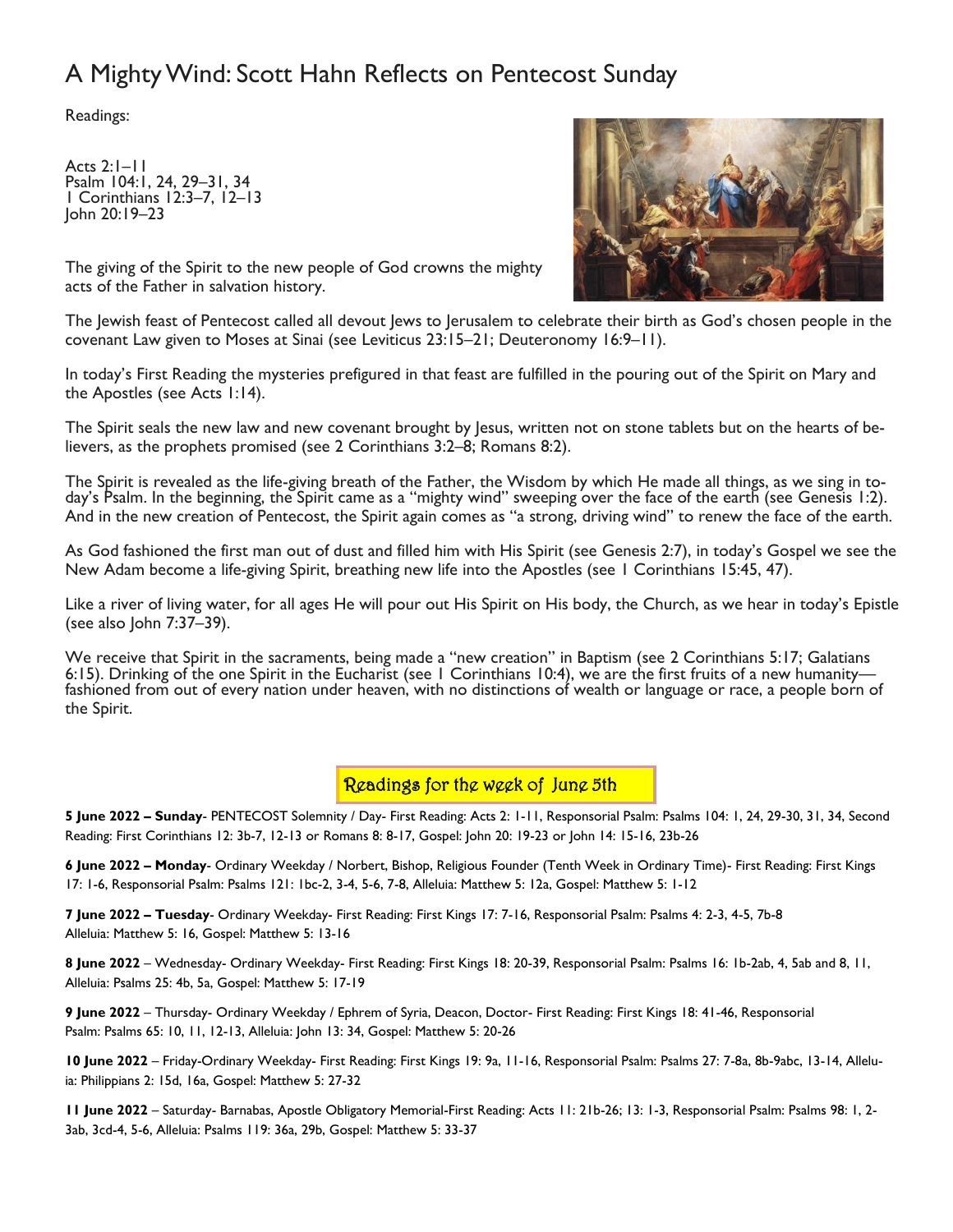# A Mighty Wind: Scott Hahn Reflects on Pentecost Sunday

Readings:

Acts 2:1–11
Psalm 104:1, 24, 29–31, 34
1 Corinthians 12:3–7, 12–13
John 20:19–23

The giving of the Spirit to the new people of God crowns the mighty acts of the Father in salvation history.

The Jewish feast of Pentecost called all devout Jews to Jerusalem to celebrate their birth as God's chosen people in the covenant Law given to Moses at Sinai (see Leviticus 23:15–21; Deuteronomy 16:9–11).

In today's First Reading the mysteries prefigured in that feast are fulfilled in the pouring out of the Spirit on Mary and the Apostles (see Acts 1:14).

The Spirit seals the new law and new covenant brought by Jesus, written not on stone tablets but on the hearts of believers, as the prophets promised (see 2 Corinthians 3:2–8; Romans 8:2).

The Spirit is revealed as the life-giving breath of the Father, the Wisdom by which He made all things, as we sing in today's Psalm. In the beginning, the Spirit came as a "mighty wind" sweeping over the face of the earth (see Genesis 1:2). And in the new creation of Pentecost, the Spirit again comes as "a strong, driving wind" to renew the face of the earth.

As God fashioned the first man out of dust and filled him with His Spirit (see Genesis 2:7), in today's Gospel we see the New Adam become a life-giving Spirit, breathing new life into the Apostles (see 1 Corinthians 15:45, 47).

Like a river of living water, for all ages He will pour out His Spirit on His body, the Church, as we hear in today's Epistle (see also John 7:37–39).

We receive that Spirit in the sacraments, being made a "new creation" in Baptism (see 2 Corinthians 5:17; Galatians 6:15). Drinking of the one Spirit in the Eucharist (see 1 Corinthians 10:4), we are the first fruits of a new humanity—fashioned from out of every nation under heaven, with no distinctions of wealth or language or race, a people born of the Spirit.

## Readings for the week of June 5th

**5 June 2022 – Sunday**- PENTECOST Solemnity / Day- First Reading: Acts 2: 1-11, Responsorial Psalm: Psalms 104: 1, 24, 29-30, 31, 34, Second Reading: First Corinthians 12: 3b-7, 12-13 or Romans 8: 8-17, Gospel: John 20: 19-23 or John 14: 15-16, 23b-26

**6 June 2022 – Monday**- Ordinary Weekday / Norbert, Bishop, Religious Founder (Tenth Week in Ordinary Time)- First Reading: First Kings 17: 1-6, Responsorial Psalm: Psalms 121: 1bc-2, 3-4, 5-6, 7-8, Alleluia: Matthew 5: 12a, Gospel: Matthew 5: 1-12

**7 June 2022 – Tuesday**- Ordinary Weekday- First Reading: First Kings 17: 7-16, Responsorial Psalm: Psalms 4: 2-3, 4-5, 7b-8 Alleluia: Matthew 5: 16, Gospel: Matthew 5: 13-16

**8 June 2022** – Wednesday- Ordinary Weekday- First Reading: First Kings 18: 20-39, Responsorial Psalm: Psalms 16: 1b-2ab, 4, 5ab and 8, 11, Alleluia: Psalms 25: 4b, 5a, Gospel: Matthew 5: 17-19

**9 June 2022** – Thursday- Ordinary Weekday / Ephrem of Syria, Deacon, Doctor- First Reading: First Kings 18: 41-46, Responsorial Psalm: Psalms 65: 10, 11, 12-13, Alleluia: John 13: 34, Gospel: Matthew 5: 20-26

**10 June 2022** – Friday-Ordinary Weekday- First Reading: First Kings 19: 9a, 11-16, Responsorial Psalm: Psalms 27: 7-8a, 8b-9abc, 13-14, Alleluia: Philippians 2: 15d, 16a, Gospel: Matthew 5: 27-32

**11 June 2022** – Saturday- Barnabas, Apostle Obligatory Memorial-First Reading: Acts 11: 21b-26; 13: 1-3, Responsorial Psalm: Psalms 98: 1, 2-3ab, 3cd-4, 5-6, Alleluia: Psalms 119: 36a, 29b, Gospel: Matthew 5: 33-37